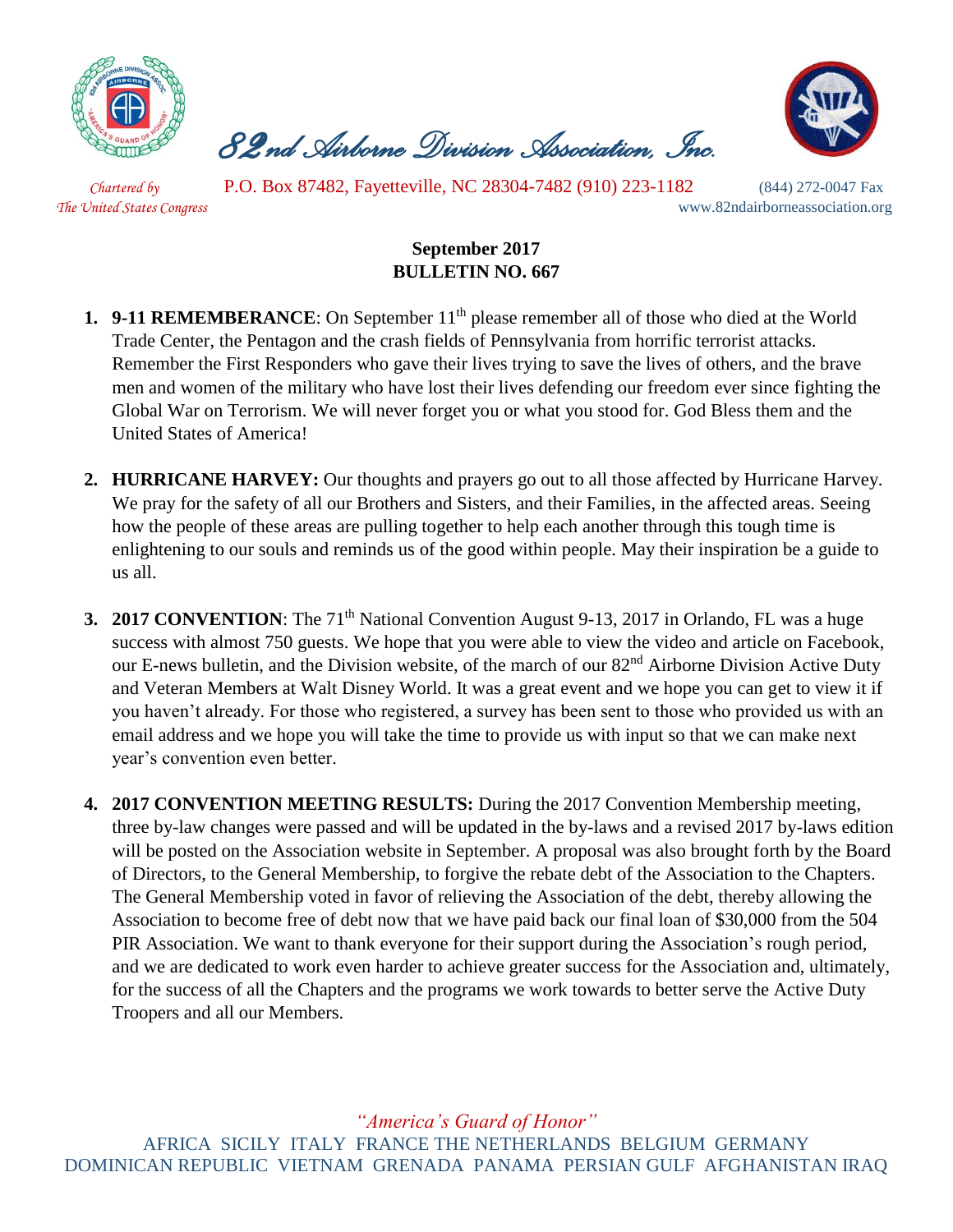# *82nd Airborne Division Association, Inc.*

*Chartered by The United States Congress*

P.O. Box 87482, Fayetteville, NC 28304-7482 (910) 223-1182 (844) 272-0047 Fax

www.82ndairborneassociation.org

## September 2017
## BULLETIN NO. 667

1. **9-11 REMEMBERANCE**: On September 11th please remember all of those who died at the World Trade Center, the Pentagon and the crash fields of Pennsylvania from horrific terrorist attacks. Remember the First Responders who gave their lives trying to save the lives of others, and the brave men and women of the military who have lost their lives defending our freedom ever since fighting the Global War on Terrorism. We will never forget you or what you stood for. God Bless them and the United States of America!

2. **HURRICANE HARVEY:** Our thoughts and prayers go out to all those affected by Hurricane Harvey. We pray for the safety of all our Brothers and Sisters, and their Families, in the affected areas. Seeing how the people of these areas are pulling together to help each another through this tough time is enlightening to our souls and reminds us of the good within people. May their inspiration be a guide to us all.

3. **2017 CONVENTION**: The 71st National Convention August 9-13, 2017 in Orlando, FL was a huge success with almost 750 guests. We hope that you were able to view the video and article on Facebook, our E-news bulletin, and the Division website, of the march of our 82nd Airborne Division Active Duty and Veteran Members at Walt Disney World. It was a great event and we hope you can get to view it if you haven't already. For those who registered, a survey has been sent to those who provided us with an email address and we hope you will take the time to provide us with input so that we can make next year's convention even better.

4. **2017 CONVENTION MEETING RESULTS:** During the 2017 Convention Membership meeting, three by-law changes were passed and will be updated in the by-laws and a revised 2017 by-laws edition will be posted on the Association website in September. A proposal was also brought forth by the Board of Directors, to the General Membership, to forgive the rebate debt of the Association to the Chapters. The General Membership voted in favor of relieving the Association of the debt, thereby allowing the Association to become free of debt now that we have paid back our final loan of $30,000 from the 504 PIR Association. We want to thank everyone for their support during the Association's rough period, and we are dedicated to work even harder to achieve greater success for the Association and, ultimately, for the success of all the Chapters and the programs we work towards to better serve the Active Duty Troopers and all our Members.

*"America's Guard of Honor"*

AFRICA SICILY ITALY FRANCE THE NETHERLANDS BELGIUM GERMANY DOMINICAN REPUBLIC VIETNAM GRENADA PANAMA PERSIAN GULF AFGHANISTAN IRAQ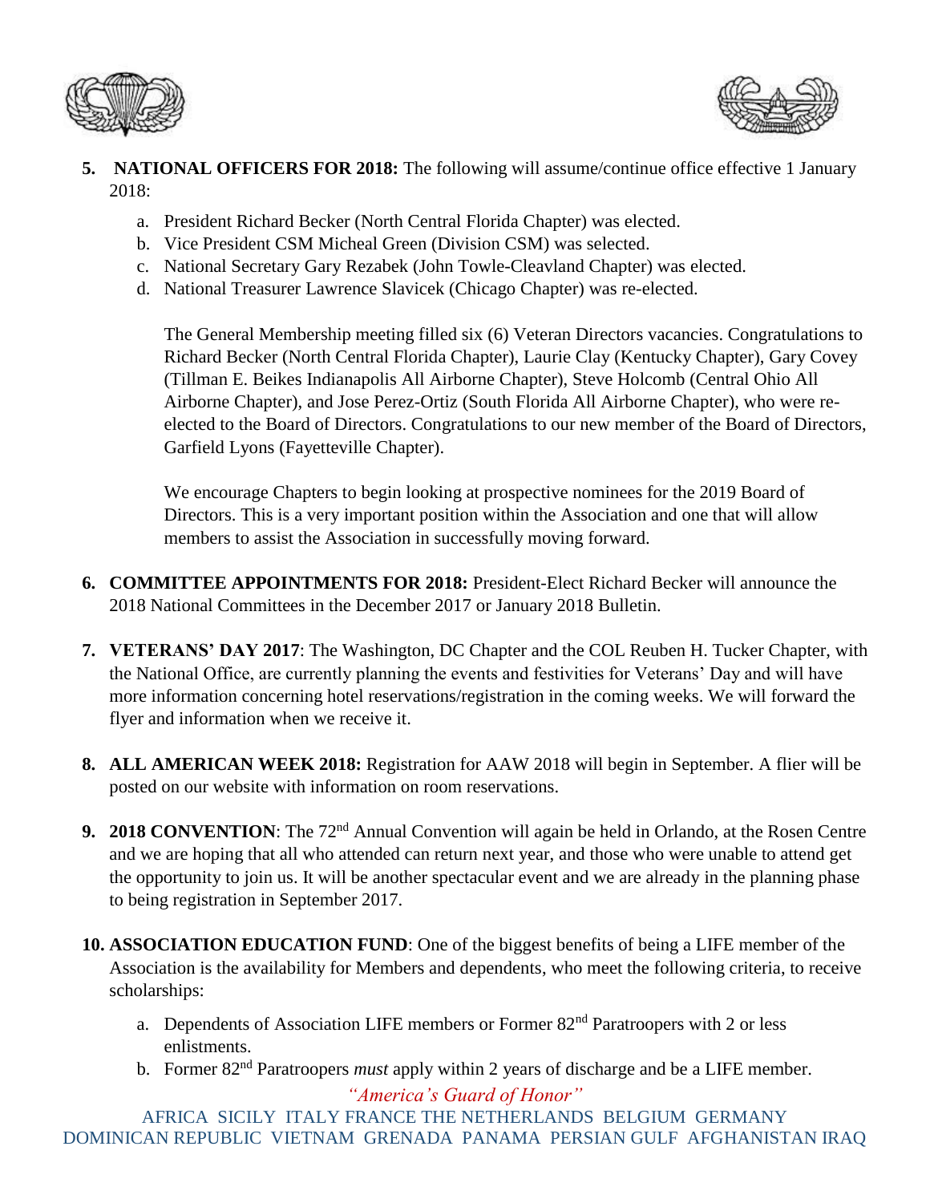5. **NATIONAL OFFICERS FOR 2018:** The following will assume/continue office effective 1 January 2018:

   a. President Richard Becker (North Central Florida Chapter) was elected.
   b. Vice President CSM Micheal Green (Division CSM) was selected.
   c. National Secretary Gary Rezabek (John Towle-Cleavland Chapter) was elected.
   d. National Treasurer Lawrence Slavicek (Chicago Chapter) was re-elected.

   The General Membership meeting filled six (6) Veteran Directors vacancies. Congratulations to Richard Becker (North Central Florida Chapter), Laurie Clay (Kentucky Chapter), Gary Covey (Tillman E. Beikes Indianapolis All Airborne Chapter), Steve Holcomb (Central Ohio All Airborne Chapter), and Jose Perez-Ortiz (South Florida All Airborne Chapter), who were re-elected to the Board of Directors. Congratulations to our new member of the Board of Directors, Garfield Lyons (Fayetteville Chapter).

   We encourage Chapters to begin looking at prospective nominees for the 2019 Board of Directors. This is a very important position within the Association and one that will allow members to assist the Association in successfully moving forward.

6. **COMMITTEE APPOINTMENTS FOR 2018:** President-Elect Richard Becker will announce the 2018 National Committees in the December 2017 or January 2018 Bulletin.

7. **VETERANS' DAY 2017**: The Washington, DC Chapter and the COL Reuben H. Tucker Chapter, with the National Office, are currently planning the events and festivities for Veterans' Day and will have more information concerning hotel reservations/registration in the coming weeks. We will forward the flyer and information when we receive it.

8. **ALL AMERICAN WEEK 2018:** Registration for AAW 2018 will begin in September. A flier will be posted on our website with information on room reservations.

9. **2018 CONVENTION**: The 72nd Annual Convention will again be held in Orlando, at the Rosen Centre and we are hoping that all who attended can return next year, and those who were unable to attend get the opportunity to join us. It will be another spectacular event and we are already in the planning phase to being registration in September 2017.

10. **ASSOCIATION EDUCATION FUND**: One of the biggest benefits of being a LIFE member of the Association is the availability for Members and dependents, who meet the following criteria, to receive scholarships:

    a. Dependents of Association LIFE members or Former 82nd Paratroopers with 2 or less enlistments.
    b. Former 82nd Paratroopers *must* apply within 2 years of discharge and be a LIFE member.

*"America's Guard of Honor"*

AFRICA SICILY ITALY FRANCE THE NETHERLANDS BELGIUM GERMANY DOMINICAN REPUBLIC VIETNAM GRENADA PANAMA PERSIAN GULF AFGHANISTAN IRAQ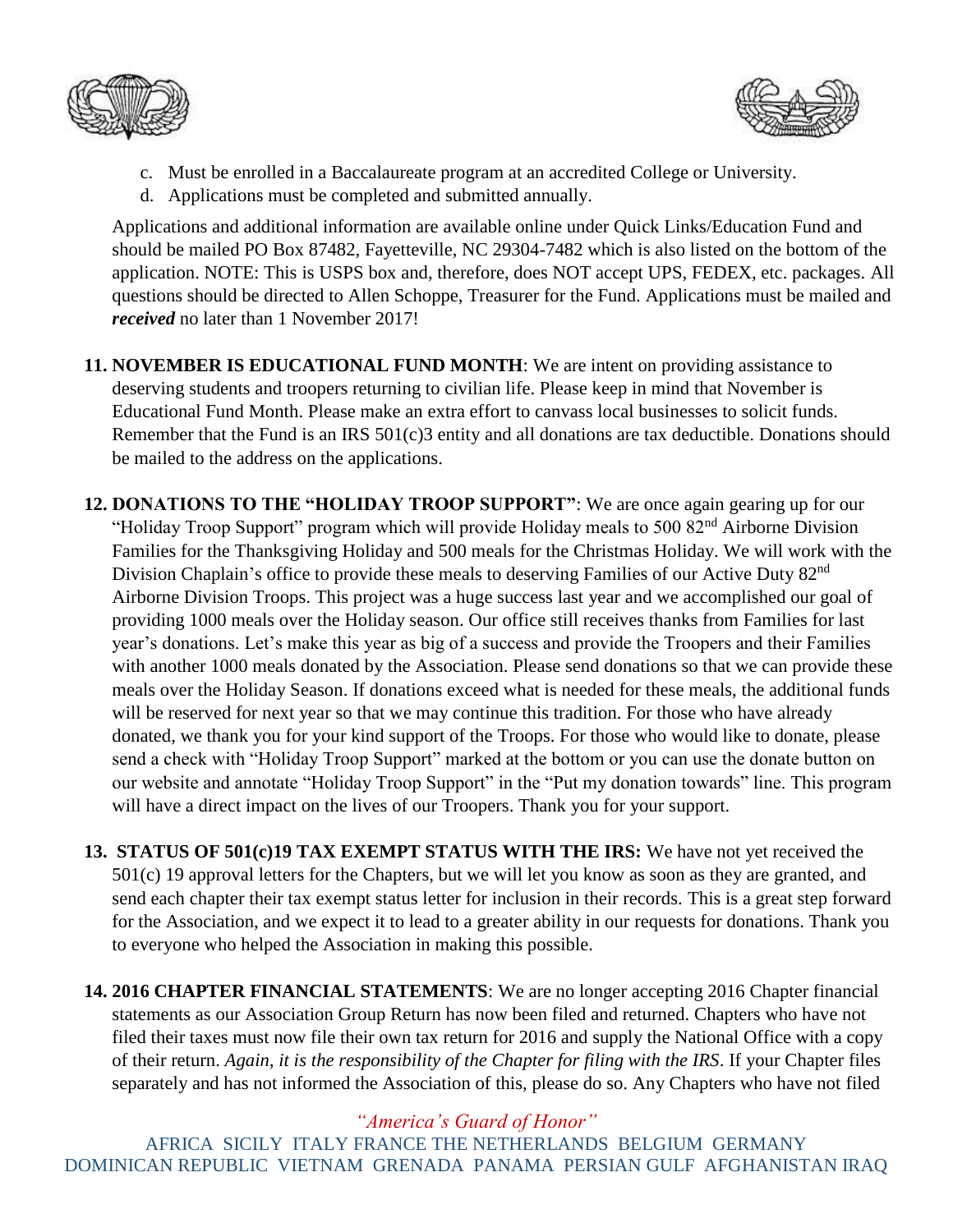c. Must be enrolled in a Baccalaureate program at an accredited College or University.
d. Applications must be completed and submitted annually.

Applications and additional information are available online under Quick Links/Education Fund and should be mailed PO Box 87482, Fayetteville, NC 29304-7482 which is also listed on the bottom of the application. NOTE: This is USPS box and, therefore, does NOT accept UPS, FEDEX, etc. packages. All questions should be directed to Allen Schoppe, Treasurer for the Fund. Applications must be mailed and ***received*** no later than 1 November 2017!

11. **NOVEMBER IS EDUCATIONAL FUND MONTH**: We are intent on providing assistance to deserving students and troopers returning to civilian life. Please keep in mind that November is Educational Fund Month. Please make an extra effort to canvass local businesses to solicit funds. Remember that the Fund is an IRS 501(c)3 entity and all donations are tax deductible. Donations should be mailed to the address on the applications.

12. **DONATIONS TO THE "HOLIDAY TROOP SUPPORT"**: We are once again gearing up for our "Holiday Troop Support" program which will provide Holiday meals to 500 82nd Airborne Division Families for the Thanksgiving Holiday and 500 meals for the Christmas Holiday. We will work with the Division Chaplain's office to provide these meals to deserving Families of our Active Duty 82nd Airborne Division Troops. This project was a huge success last year and we accomplished our goal of providing 1000 meals over the Holiday season. Our office still receives thanks from Families for last year's donations. Let's make this year as big of a success and provide the Troopers and their Families with another 1000 meals donated by the Association. Please send donations so that we can provide these meals over the Holiday Season. If donations exceed what is needed for these meals, the additional funds will be reserved for next year so that we may continue this tradition. For those who have already donated, we thank you for your kind support of the Troops. For those who would like to donate, please send a check with "Holiday Troop Support" marked at the bottom or you can use the donate button on our website and annotate "Holiday Troop Support" in the "Put my donation towards" line. This program will have a direct impact on the lives of our Troopers. Thank you for your support.

13. **STATUS OF 501(c)19 TAX EXEMPT STATUS WITH THE IRS:** We have not yet received the 501(c) 19 approval letters for the Chapters, but we will let you know as soon as they are granted, and send each chapter their tax exempt status letter for inclusion in their records. This is a great step forward for the Association, and we expect it to lead to a greater ability in our requests for donations. Thank you to everyone who helped the Association in making this possible.

14. **2016 CHAPTER FINANCIAL STATEMENTS**: We are no longer accepting 2016 Chapter financial statements as our Association Group Return has now been filed and returned. Chapters who have not filed their taxes must now file their own tax return for 2016 and supply the National Office with a copy of their return. *Again, it is the responsibility of the Chapter for filing with the IRS*. If your Chapter files separately and has not informed the Association of this, please do so. Any Chapters who have not filed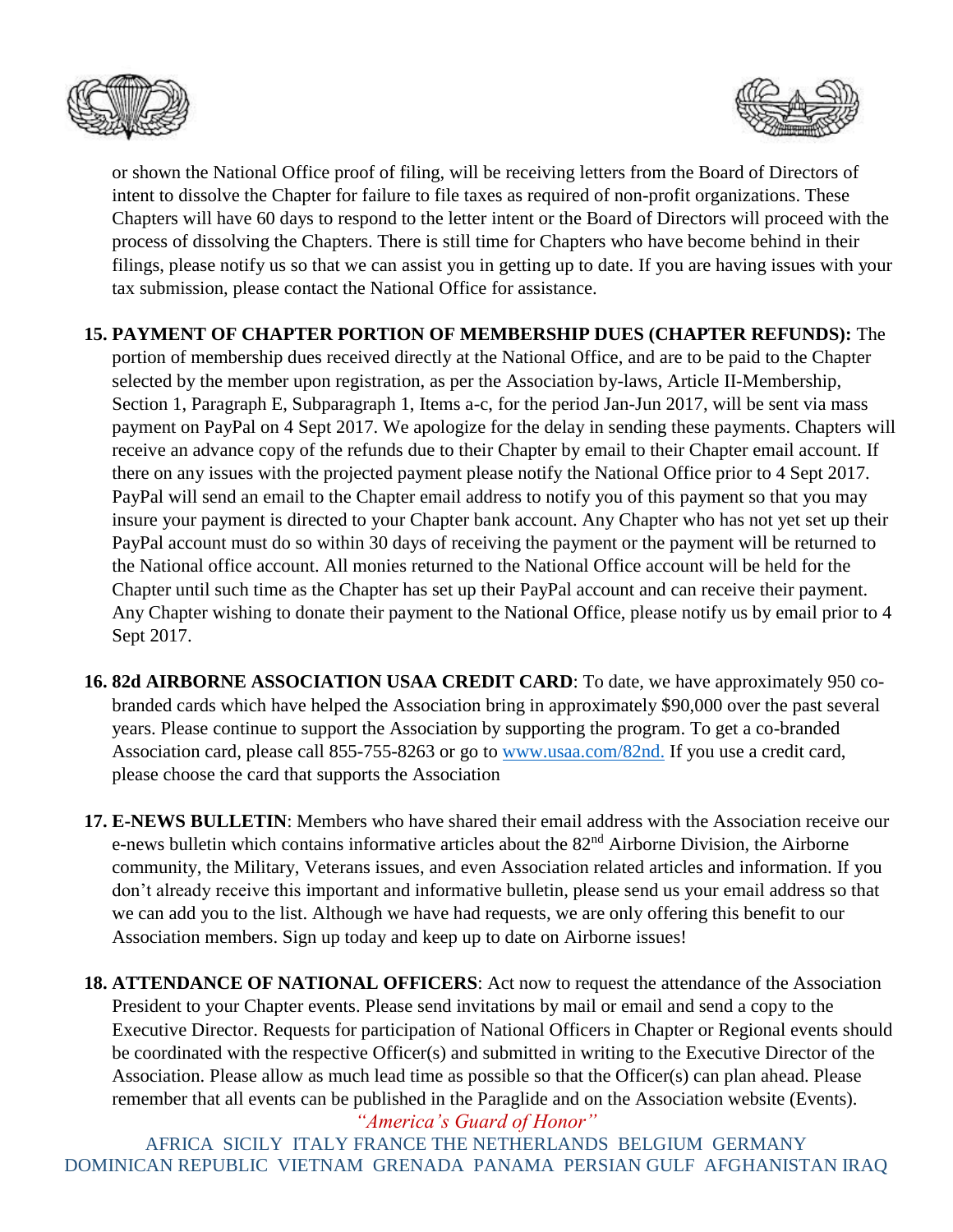or shown the National Office proof of filing, will be receiving letters from the Board of Directors of intent to dissolve the Chapter for failure to file taxes as required of non-profit organizations. These Chapters will have 60 days to respond to the letter intent or the Board of Directors will proceed with the process of dissolving the Chapters. There is still time for Chapters who have become behind in their filings, please notify us so that we can assist you in getting up to date. If you are having issues with your tax submission, please contact the National Office for assistance.

15. **PAYMENT OF CHAPTER PORTION OF MEMBERSHIP DUES (CHAPTER REFUNDS):** The portion of membership dues received directly at the National Office, and are to be paid to the Chapter selected by the member upon registration, as per the Association by-laws, Article II-Membership, Section 1, Paragraph E, Subparagraph 1, Items a-c, for the period Jan-Jun 2017, will be sent via mass payment on PayPal on 4 Sept 2017. We apologize for the delay in sending these payments. Chapters will receive an advance copy of the refunds due to their Chapter by email to their Chapter email account. If there on any issues with the projected payment please notify the National Office prior to 4 Sept 2017. PayPal will send an email to the Chapter email address to notify you of this payment so that you may insure your payment is directed to your Chapter bank account. Any Chapter who has not yet set up their PayPal account must do so within 30 days of receiving the payment or the payment will be returned to the National office account. All monies returned to the National Office account will be held for the Chapter until such time as the Chapter has set up their PayPal account and can receive their payment. Any Chapter wishing to donate their payment to the National Office, please notify us by email prior to 4 Sept 2017.

16. **82d AIRBORNE ASSOCIATION USAA CREDIT CARD**: To date, we have approximately 950 co-branded cards which have helped the Association bring in approximately $90,000 over the past several years. Please continue to support the Association by supporting the program. To get a co-branded Association card, please call 855-755-8263 or go to www.usaa.com/82nd. If you use a credit card, please choose the card that supports the Association

17. **E-NEWS BULLETIN**: Members who have shared their email address with the Association receive our e-news bulletin which contains informative articles about the 82nd Airborne Division, the Airborne community, the Military, Veterans issues, and even Association related articles and information. If you don't already receive this important and informative bulletin, please send us your email address so that we can add you to the list. Although we have had requests, we are only offering this benefit to our Association members. Sign up today and keep up to date on Airborne issues!

18. **ATTENDANCE OF NATIONAL OFFICERS**: Act now to request the attendance of the Association President to your Chapter events. Please send invitations by mail or email and send a copy to the Executive Director. Requests for participation of National Officers in Chapter or Regional events should be coordinated with the respective Officer(s) and submitted in writing to the Executive Director of the Association. Please allow as much lead time as possible so that the Officer(s) can plan ahead. Please remember that all events can be published in the Paraglide and on the Association website (Events).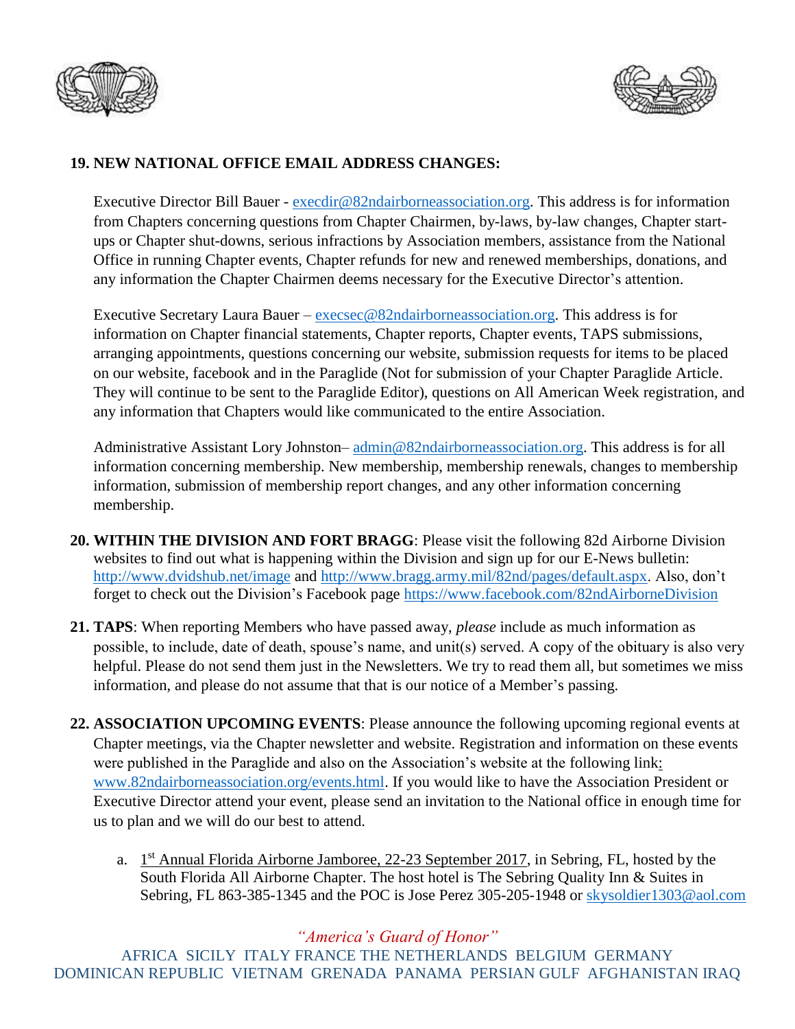**19. NEW NATIONAL OFFICE EMAIL ADDRESS CHANGES:**

Executive Director Bill Bauer - execdir@82ndairborneassociation.org. This address is for information from Chapters concerning questions from Chapter Chairmen, by-laws, by-law changes, Chapter start-ups or Chapter shut-downs, serious infractions by Association members, assistance from the National Office in running Chapter events, Chapter refunds for new and renewed memberships, donations, and any information the Chapter Chairmen deems necessary for the Executive Director's attention.

Executive Secretary Laura Bauer – execsec@82ndairborneassociation.org. This address is for information on Chapter financial statements, Chapter reports, Chapter events, TAPS submissions, arranging appointments, questions concerning our website, submission requests for items to be placed on our website, facebook and in the Paraglide (Not for submission of your Chapter Paraglide Article. They will continue to be sent to the Paraglide Editor), questions on All American Week registration, and any information that Chapters would like communicated to the entire Association.

Administrative Assistant Lory Johnston– admin@82ndairborneassociation.org. This address is for all information concerning membership. New membership, membership renewals, changes to membership information, submission of membership report changes, and any other information concerning membership.

**20. WITHIN THE DIVISION AND FORT BRAGG**: Please visit the following 82d Airborne Division websites to find out what is happening within the Division and sign up for our E-News bulletin: http://www.dvidshub.net/image and http://www.bragg.army.mil/82nd/pages/default.aspx. Also, don't forget to check out the Division's Facebook page https://www.facebook.com/82ndAirborneDivision

**21. TAPS**: When reporting Members who have passed away, *please* include as much information as possible, to include, date of death, spouse's name, and unit(s) served. A copy of the obituary is also very helpful. Please do not send them just in the Newsletters. We try to read them all, but sometimes we miss information, and please do not assume that that is our notice of a Member's passing.

**22. ASSOCIATION UPCOMING EVENTS**: Please announce the following upcoming regional events at Chapter meetings, via the Chapter newsletter and website. Registration and information on these events were published in the Paraglide and also on the Association's website at the following link: www.82ndairborneassociation.org/events.html. If you would like to have the Association President or Executive Director attend your event, please send an invitation to the National office in enough time for us to plan and we will do our best to attend.

a. 1st Annual Florida Airborne Jamboree, 22-23 September 2017, in Sebring, FL, hosted by the South Florida All Airborne Chapter. The host hotel is The Sebring Quality Inn & Suites in Sebring, FL 863-385-1345 and the POC is Jose Perez 305-205-1948 or skysoldier1303@aol.com

*"America's Guard of Honor"*

AFRICA SICILY ITALY FRANCE THE NETHERLANDS BELGIUM GERMANY DOMINICAN REPUBLIC VIETNAM GRENADA PANAMA PERSIAN GULF AFGHANISTAN IRAQ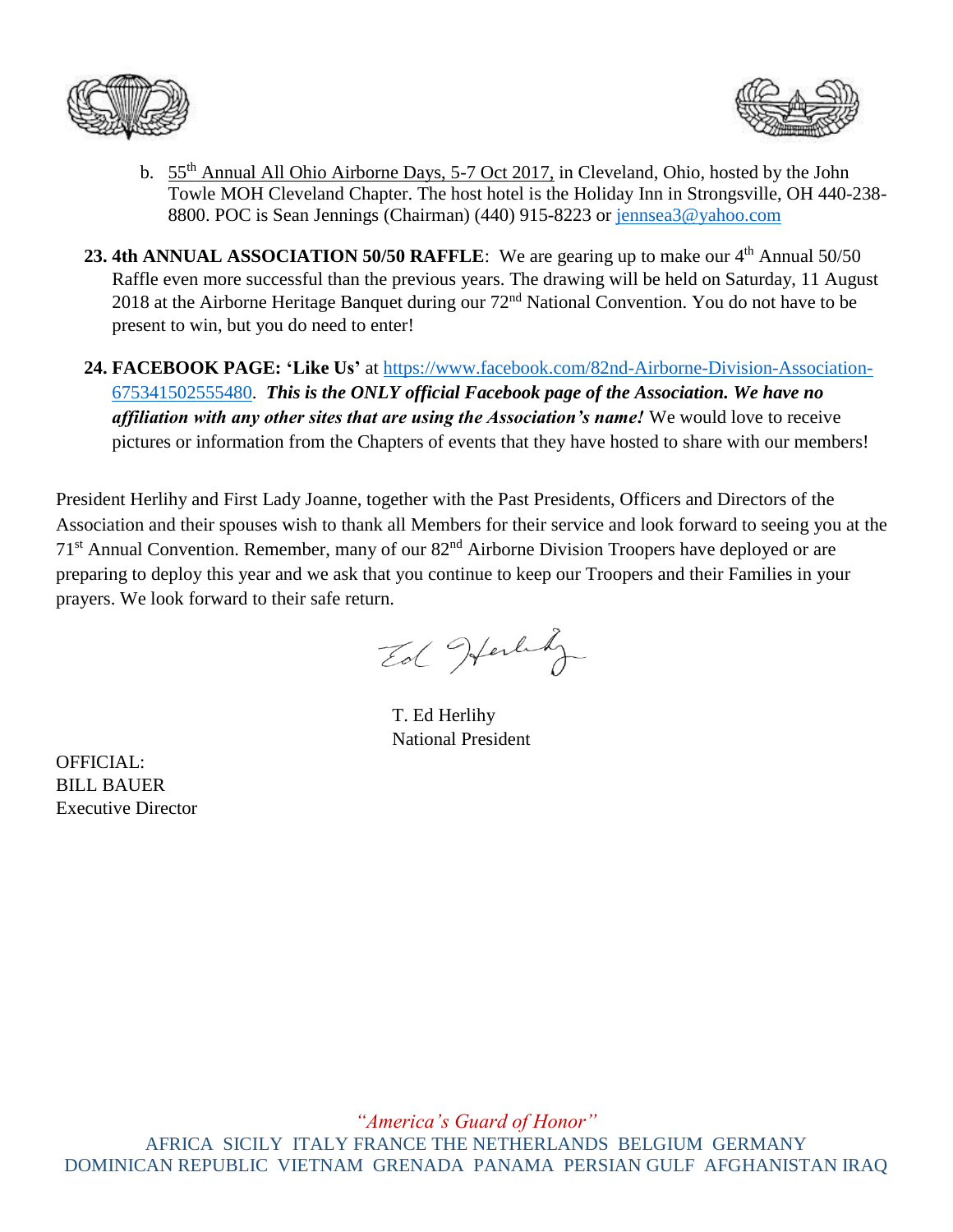b. 55th Annual All Ohio Airborne Days, 5-7 Oct 2017, in Cleveland, Ohio, hosted by the John Towle MOH Cleveland Chapter. The host hotel is the Holiday Inn in Strongsville, OH 440-238-8800. POC is Sean Jennings (Chairman) (440) 915-8223 or jennsea3@yahoo.com

**23. 4th ANNUAL ASSOCIATION 50/50 RAFFLE**: We are gearing up to make our 4th Annual 50/50 Raffle even more successful than the previous years. The drawing will be held on Saturday, 11 August 2018 at the Airborne Heritage Banquet during our 72nd National Convention. You do not have to be present to win, but you do need to enter!

**24. FACEBOOK PAGE: 'Like Us'** at https://www.facebook.com/82nd-Airborne-Division-Association-675341502555480. ***This is the ONLY official Facebook page of the Association. We have no affiliation with any other sites that are using the Association's name!*** We would love to receive pictures or information from the Chapters of events that they have hosted to share with our members!

President Herlihy and First Lady Joanne, together with the Past Presidents, Officers and Directors of the Association and their spouses wish to thank all Members for their service and look forward to seeing you at the 71st Annual Convention. Remember, many of our 82nd Airborne Division Troopers have deployed or are preparing to deploy this year and we ask that you continue to keep our Troopers and their Families in your prayers. We look forward to their safe return.

Ed Herlihy

T. Ed Herlihy
National President

OFFICIAL:
BILL BAUER
Executive Director

*"America's Guard of Honor"*

AFRICA SICILY ITALY FRANCE THE NETHERLANDS BELGIUM GERMANY
DOMINICAN REPUBLIC VIETNAM GRENADA PANAMA PERSIAN GULF AFGHANISTAN IRAQ